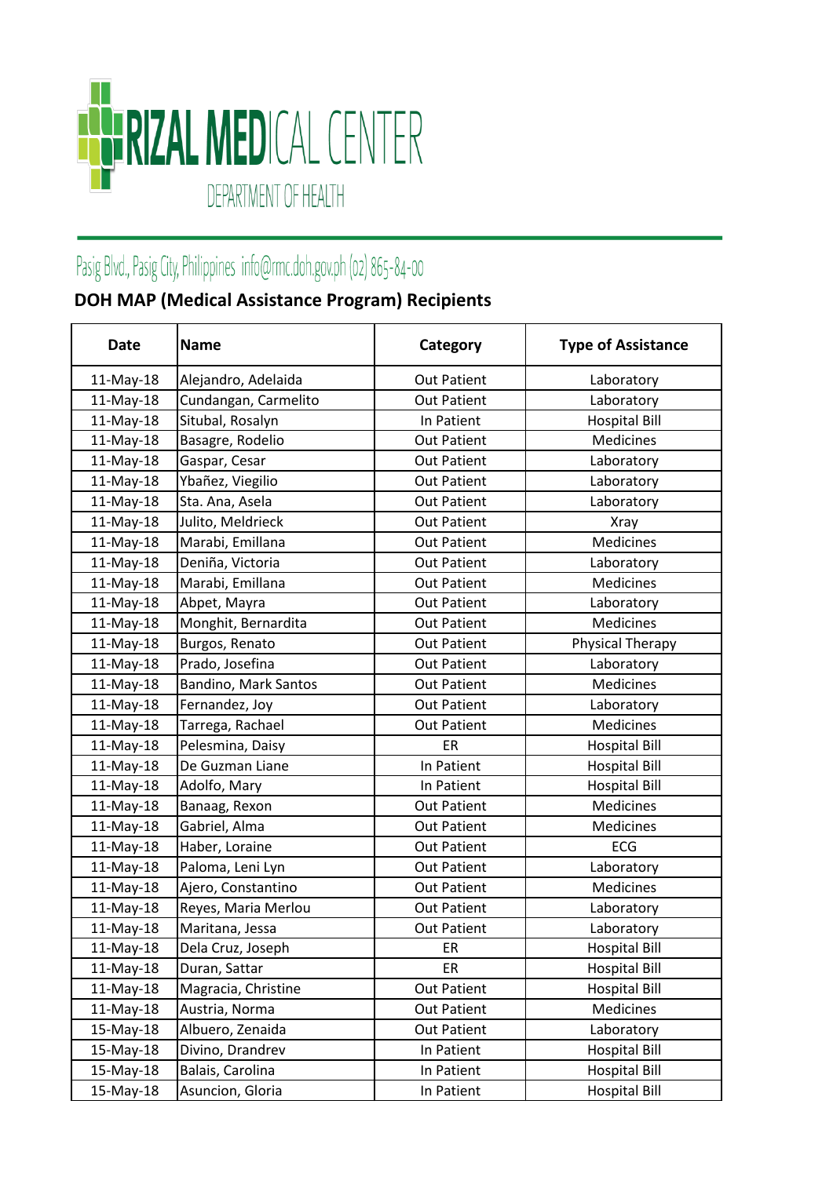# RIZAL MEDICAL CENTER

DEPARTMENT OF HEALTH

Pasig Blvd., Pasig City, Philippines info@rmc.doh.gov.ph (02) 865-84-00

## DOH MAP (Medical Assistance Program) Recipients

| Date | Name | Category | Type of Assistance |
|---|---|---|---|
| 11-May-18 | Alejandro, Adelaida | Out Patient | Laboratory |
| 11-May-18 | Cundangan, Carmelito | Out Patient | Laboratory |
| 11-May-18 | Situbal, Rosalyn | In Patient | Hospital Bill |
| 11-May-18 | Basagre, Rodelio | Out Patient | Medicines |
| 11-May-18 | Gaspar, Cesar | Out Patient | Laboratory |
| 11-May-18 | Ybañez, Viegilio | Out Patient | Laboratory |
| 11-May-18 | Sta. Ana, Asela | Out Patient | Laboratory |
| 11-May-18 | Julito, Meldrieck | Out Patient | Xray |
| 11-May-18 | Marabi, Emillana | Out Patient | Medicines |
| 11-May-18 | Deniña, Victoria | Out Patient | Laboratory |
| 11-May-18 | Marabi, Emillana | Out Patient | Medicines |
| 11-May-18 | Abpet, Mayra | Out Patient | Laboratory |
| 11-May-18 | Monghit, Bernardita | Out Patient | Medicines |
| 11-May-18 | Burgos, Renato | Out Patient | Physical Therapy |
| 11-May-18 | Prado, Josefina | Out Patient | Laboratory |
| 11-May-18 | Bandino, Mark Santos | Out Patient | Medicines |
| 11-May-18 | Fernandez, Joy | Out Patient | Laboratory |
| 11-May-18 | Tarrega, Rachael | Out Patient | Medicines |
| 11-May-18 | Pelesmina, Daisy | ER | Hospital Bill |
| 11-May-18 | De Guzman Liane | In Patient | Hospital Bill |
| 11-May-18 | Adolfo, Mary | In Patient | Hospital Bill |
| 11-May-18 | Banaag, Rexon | Out Patient | Medicines |
| 11-May-18 | Gabriel, Alma | Out Patient | Medicines |
| 11-May-18 | Haber, Loraine | Out Patient | ECG |
| 11-May-18 | Paloma, Leni Lyn | Out Patient | Laboratory |
| 11-May-18 | Ajero, Constantino | Out Patient | Medicines |
| 11-May-18 | Reyes, Maria Merlou | Out Patient | Laboratory |
| 11-May-18 | Maritana, Jessa | Out Patient | Laboratory |
| 11-May-18 | Dela Cruz, Joseph | ER | Hospital Bill |
| 11-May-18 | Duran, Sattar | ER | Hospital Bill |
| 11-May-18 | Magracia, Christine | Out Patient | Hospital Bill |
| 11-May-18 | Austria, Norma | Out Patient | Medicines |
| 15-May-18 | Albuero, Zenaida | Out Patient | Laboratory |
| 15-May-18 | Divino, Drandrev | In Patient | Hospital Bill |
| 15-May-18 | Balais, Carolina | In Patient | Hospital Bill |
| 15-May-18 | Asuncion, Gloria | In Patient | Hospital Bill |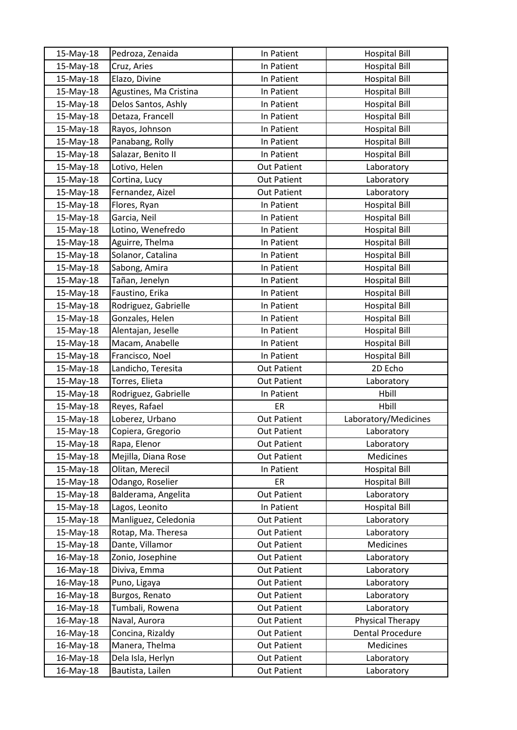| 15-May-18 | Pedroza, Zenaida | In Patient | Hospital Bill |
|---|---|---|---|
| 15-May-18 | Cruz, Aries | In Patient | Hospital Bill |
| 15-May-18 | Elazo, Divine | In Patient | Hospital Bill |
| 15-May-18 | Agustines, Ma Cristina | In Patient | Hospital Bill |
| 15-May-18 | Delos Santos, Ashly | In Patient | Hospital Bill |
| 15-May-18 | Detaza, Francell | In Patient | Hospital Bill |
| 15-May-18 | Rayos, Johnson | In Patient | Hospital Bill |
| 15-May-18 | Panabang, Rolly | In Patient | Hospital Bill |
| 15-May-18 | Salazar, Benito II | In Patient | Hospital Bill |
| 15-May-18 | Lotivo, Helen | Out Patient | Laboratory |
| 15-May-18 | Cortina, Lucy | Out Patient | Laboratory |
| 15-May-18 | Fernandez, Aizel | Out Patient | Laboratory |
| 15-May-18 | Flores, Ryan | In Patient | Hospital Bill |
| 15-May-18 | Garcia, Neil | In Patient | Hospital Bill |
| 15-May-18 | Lotino, Wenefredo | In Patient | Hospital Bill |
| 15-May-18 | Aguirre, Thelma | In Patient | Hospital Bill |
| 15-May-18 | Solanor, Catalina | In Patient | Hospital Bill |
| 15-May-18 | Sabong, Amira | In Patient | Hospital Bill |
| 15-May-18 | Tañan, Jenelyn | In Patient | Hospital Bill |
| 15-May-18 | Faustino, Erika | In Patient | Hospital Bill |
| 15-May-18 | Rodriguez, Gabrielle | In Patient | Hospital Bill |
| 15-May-18 | Gonzales, Helen | In Patient | Hospital Bill |
| 15-May-18 | Alentajan, Jeselle | In Patient | Hospital Bill |
| 15-May-18 | Macam, Anabelle | In Patient | Hospital Bill |
| 15-May-18 | Francisco, Noel | In Patient | Hospital Bill |
| 15-May-18 | Landicho, Teresita | Out Patient | 2D Echo |
| 15-May-18 | Torres, Elieta | Out Patient | Laboratory |
| 15-May-18 | Rodriguez, Gabrielle | In Patient | Hbill |
| 15-May-18 | Reyes, Rafael | ER | Hbill |
| 15-May-18 | Loberez, Urbano | Out Patient | Laboratory/Medicines |
| 15-May-18 | Copiera, Gregorio | Out Patient | Laboratory |
| 15-May-18 | Rapa, Elenor | Out Patient | Laboratory |
| 15-May-18 | Mejilla, Diana Rose | Out Patient | Medicines |
| 15-May-18 | Olitan, Merecil | In Patient | Hospital Bill |
| 15-May-18 | Odango, Roselier | ER | Hospital Bill |
| 15-May-18 | Balderama, Angelita | Out Patient | Laboratory |
| 15-May-18 | Lagos, Leonito | In Patient | Hospital Bill |
| 15-May-18 | Manliguez, Celedonia | Out Patient | Laboratory |
| 15-May-18 | Rotap, Ma. Theresa | Out Patient | Laboratory |
| 15-May-18 | Dante, Villamor | Out Patient | Medicines |
| 16-May-18 | Zonio, Josephine | Out Patient | Laboratory |
| 16-May-18 | Diviva, Emma | Out Patient | Laboratory |
| 16-May-18 | Puno, Ligaya | Out Patient | Laboratory |
| 16-May-18 | Burgos, Renato | Out Patient | Laboratory |
| 16-May-18 | Tumbali, Rowena | Out Patient | Laboratory |
| 16-May-18 | Naval, Aurora | Out Patient | Physical Therapy |
| 16-May-18 | Concina, Rizaldy | Out Patient | Dental Procedure |
| 16-May-18 | Manera, Thelma | Out Patient | Medicines |
| 16-May-18 | Dela Isla, Herlyn | Out Patient | Laboratory |
| 16-May-18 | Bautista, Lailen | Out Patient | Laboratory |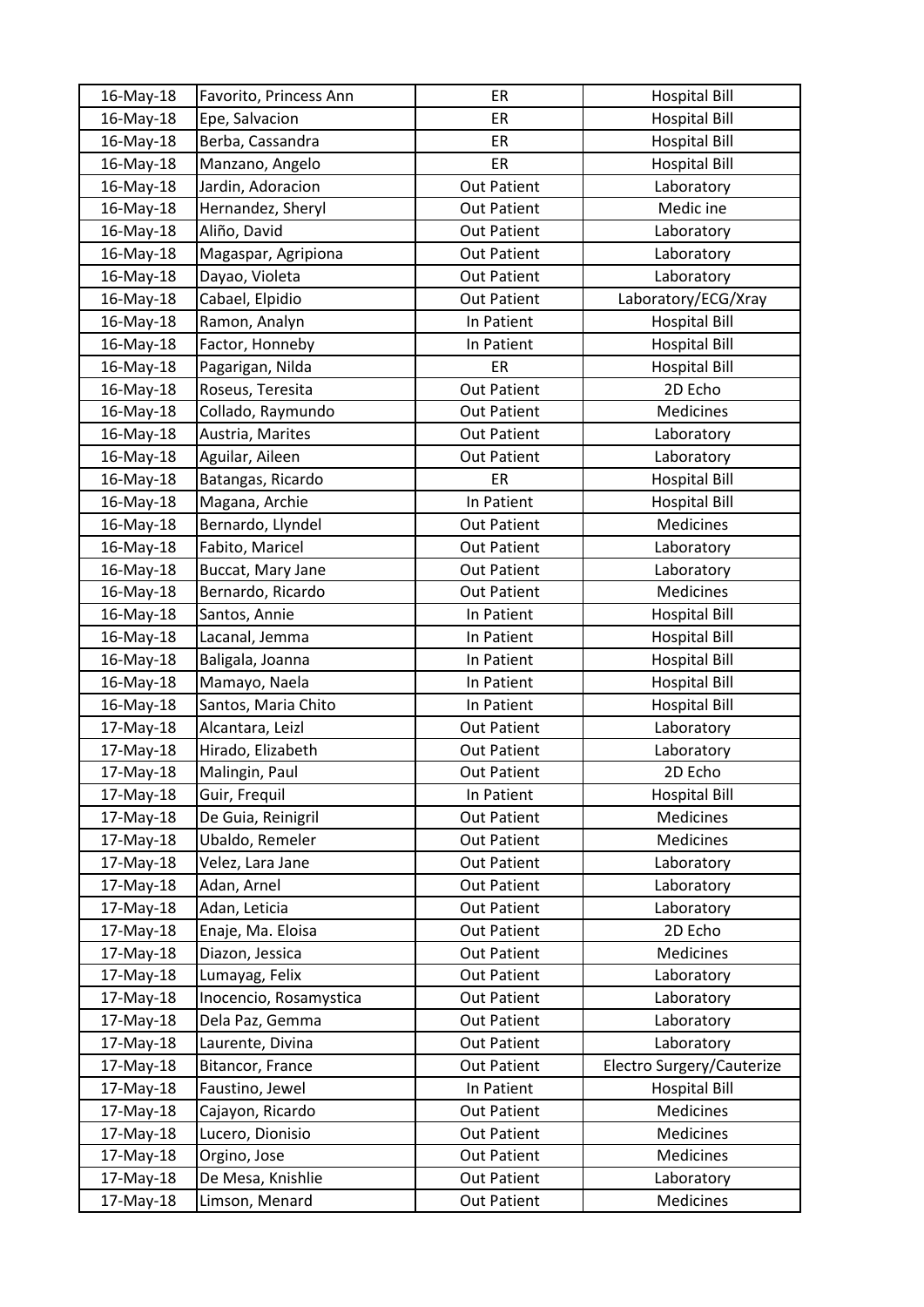| 16-May-18 | Favorito, Princess Ann | ER | Hospital Bill |
|---|---|---|---|
| 16-May-18 | Epe, Salvacion | ER | Hospital Bill |
| 16-May-18 | Berba, Cassandra | ER | Hospital Bill |
| 16-May-18 | Manzano, Angelo | ER | Hospital Bill |
| 16-May-18 | Jardin, Adoracion | Out Patient | Laboratory |
| 16-May-18 | Hernandez, Sheryl | Out Patient | Medic ine |
| 16-May-18 | Aliño, David | Out Patient | Laboratory |
| 16-May-18 | Magaspar, Agripiona | Out Patient | Laboratory |
| 16-May-18 | Dayao, Violeta | Out Patient | Laboratory |
| 16-May-18 | Cabael, Elpidio | Out Patient | Laboratory/ECG/Xray |
| 16-May-18 | Ramon, Analyn | In Patient | Hospital Bill |
| 16-May-18 | Factor, Honneby | In Patient | Hospital Bill |
| 16-May-18 | Pagarigan, Nilda | ER | Hospital Bill |
| 16-May-18 | Roseus, Teresita | Out Patient | 2D Echo |
| 16-May-18 | Collado, Raymundo | Out Patient | Medicines |
| 16-May-18 | Austria, Marites | Out Patient | Laboratory |
| 16-May-18 | Aguilar, Aileen | Out Patient | Laboratory |
| 16-May-18 | Batangas, Ricardo | ER | Hospital Bill |
| 16-May-18 | Magana, Archie | In Patient | Hospital Bill |
| 16-May-18 | Bernardo, Llyndel | Out Patient | Medicines |
| 16-May-18 | Fabito, Maricel | Out Patient | Laboratory |
| 16-May-18 | Buccat, Mary Jane | Out Patient | Laboratory |
| 16-May-18 | Bernardo, Ricardo | Out Patient | Medicines |
| 16-May-18 | Santos, Annie | In Patient | Hospital Bill |
| 16-May-18 | Lacanal, Jemma | In Patient | Hospital Bill |
| 16-May-18 | Baligala, Joanna | In Patient | Hospital Bill |
| 16-May-18 | Mamayo, Naela | In Patient | Hospital Bill |
| 16-May-18 | Santos, Maria Chito | In Patient | Hospital Bill |
| 17-May-18 | Alcantara, Leizl | Out Patient | Laboratory |
| 17-May-18 | Hirado, Elizabeth | Out Patient | Laboratory |
| 17-May-18 | Malingin, Paul | Out Patient | 2D Echo |
| 17-May-18 | Guir, Frequil | In Patient | Hospital Bill |
| 17-May-18 | De Guia, Reinigril | Out Patient | Medicines |
| 17-May-18 | Ubaldo, Remeler | Out Patient | Medicines |
| 17-May-18 | Velez, Lara Jane | Out Patient | Laboratory |
| 17-May-18 | Adan, Arnel | Out Patient | Laboratory |
| 17-May-18 | Adan, Leticia | Out Patient | Laboratory |
| 17-May-18 | Enaje, Ma. Eloisa | Out Patient | 2D Echo |
| 17-May-18 | Diazon, Jessica | Out Patient | Medicines |
| 17-May-18 | Lumayag, Felix | Out Patient | Laboratory |
| 17-May-18 | Inocencio, Rosamystica | Out Patient | Laboratory |
| 17-May-18 | Dela Paz, Gemma | Out Patient | Laboratory |
| 17-May-18 | Laurente, Divina | Out Patient | Laboratory |
| 17-May-18 | Bitancor, France | Out Patient | Electro Surgery/Cauterize |
| 17-May-18 | Faustino, Jewel | In Patient | Hospital Bill |
| 17-May-18 | Cajayon, Ricardo | Out Patient | Medicines |
| 17-May-18 | Lucero, Dionisio | Out Patient | Medicines |
| 17-May-18 | Orgino, Jose | Out Patient | Medicines |
| 17-May-18 | De Mesa, Knishlie | Out Patient | Laboratory |
| 17-May-18 | Limson, Menard | Out Patient | Medicines |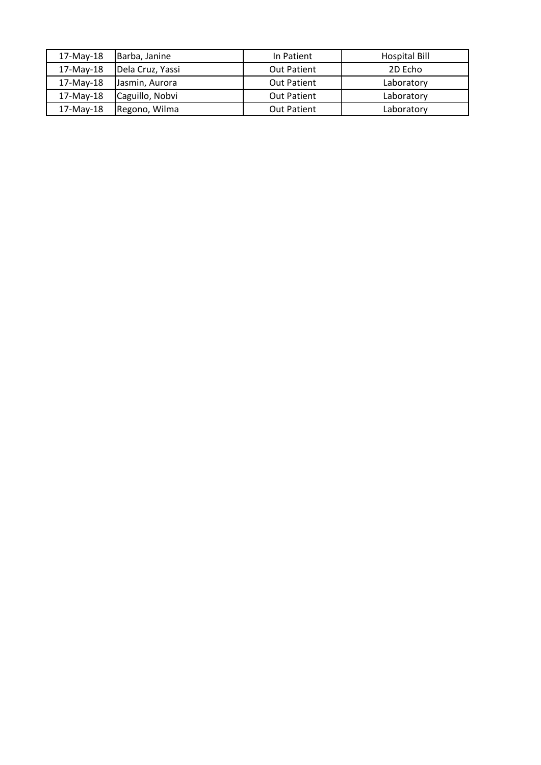| | | | |
|---|---|---|---|
| 17-May-18 | Barba, Janine | In Patient | Hospital Bill |
| 17-May-18 | Dela Cruz, Yassi | Out Patient | 2D Echo |
| 17-May-18 | Jasmin, Aurora | Out Patient | Laboratory |
| 17-May-18 | Caguillo, Nobvi | Out Patient | Laboratory |
| 17-May-18 | Regono, Wilma | Out Patient | Laboratory |